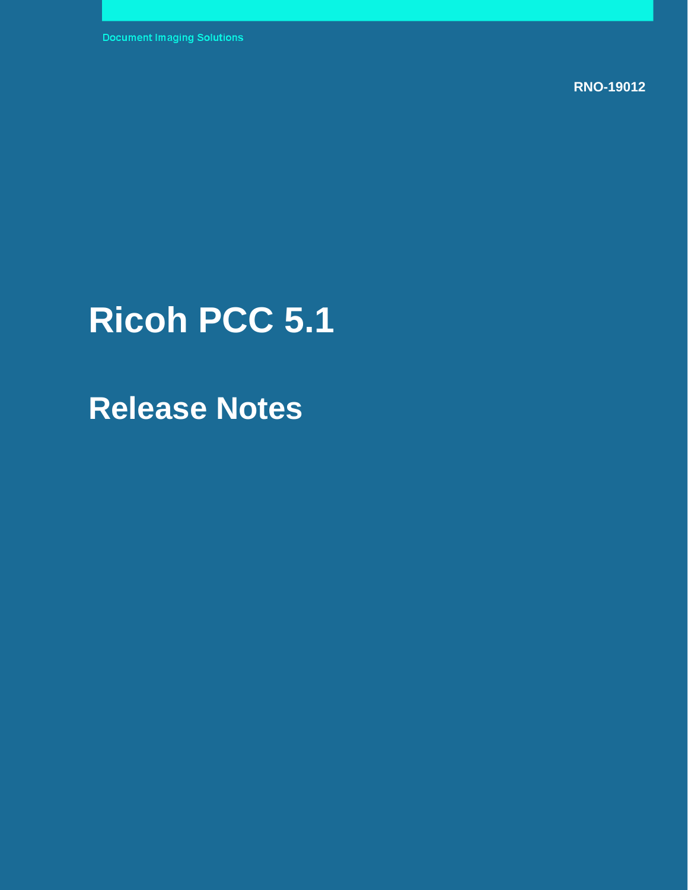Document Imaging Solutions

RNO-19012

# Ricoh PCC 5.1

## Release Notes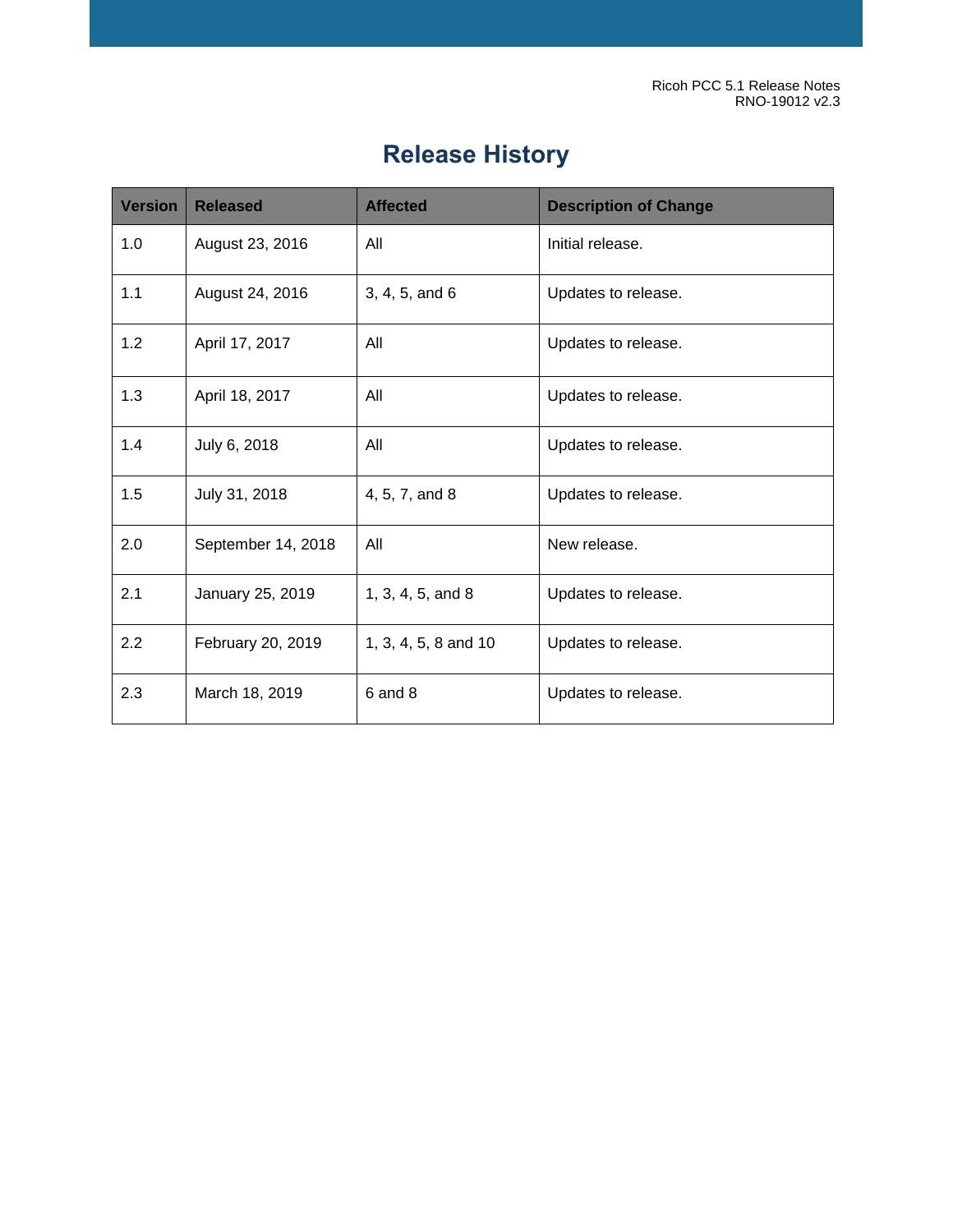# Release History

| Version | Released | Affected | Description of Change |
|---|---|---|---|
| 1.0 | August 23, 2016 | All | Initial release. |
| 1.1 | August 24, 2016 | 3, 4, 5, and 6 | Updates to release. |
| 1.2 | April 17, 2017 | All | Updates to release. |
| 1.3 | April 18, 2017 | All | Updates to release. |
| 1.4 | July 6, 2018 | All | Updates to release. |
| 1.5 | July 31, 2018 | 4, 5, 7, and 8 | Updates to release. |
| 2.0 | September 14, 2018 | All | New release. |
| 2.1 | January 25, 2019 | 1, 3, 4, 5, and 8 | Updates to release. |
| 2.2 | February 20, 2019 | 1, 3, 4, 5, 8 and 10 | Updates to release. |
| 2.3 | March 18, 2019 | 6 and 8 | Updates to release. |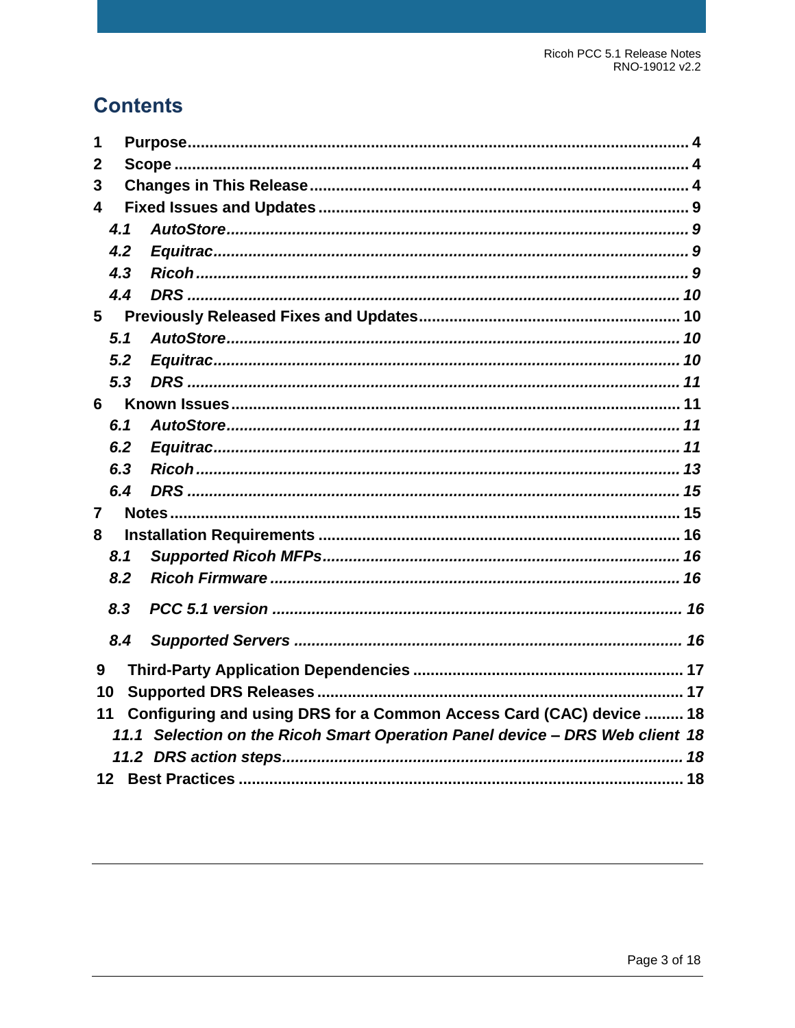# Contents

1 Purpose ........................................................................................................ 4
2 Scope .......................................................................................................... 4
3 Changes in This Release ............................................................................. 4
4 Fixed Issues and Updates ............................................................................ 9
  *4.1 AutoStore ............................................................................................... 9*
  *4.2 Equitrac ................................................................................................. 9*
  *4.3 Ricoh ...................................................................................................... 9*
  *4.4 DRS ...................................................................................................... 10*
5 Previously Released Fixes and Updates ..................................................... 10
  *5.1 AutoStore ............................................................................................. 10*
  *5.2 Equitrac ............................................................................................... 10*
  *5.3 DRS ...................................................................................................... 11*
6 Known Issues .............................................................................................. 11
  *6.1 AutoStore ............................................................................................. 11*
  *6.2 Equitrac ............................................................................................... 11*
  *6.3 Ricoh .................................................................................................... 13*
  *6.4 DRS ...................................................................................................... 15*
7 Notes ........................................................................................................... 15
8 Installation Requirements ........................................................................... 16
  *8.1 Supported Ricoh MFPs ......................................................................... 16*
  *8.2 Ricoh Firmware .................................................................................... 16*
  *8.3 PCC 5.1 version .................................................................................... 16*
  *8.4 Supported Servers ................................................................................ 16*
9 Third-Party Application Dependencies ........................................................ 17
10 Supported DRS Releases .......................................................................... 17
11 Configuring and using DRS for a Common Access Card (CAC) device ......... 18
  *11.1 Selection on the Ricoh Smart Operation Panel device – DRS Web client 18*
  *11.2 DRS action steps ................................................................................. 18*
12 Best Practices ............................................................................................ 18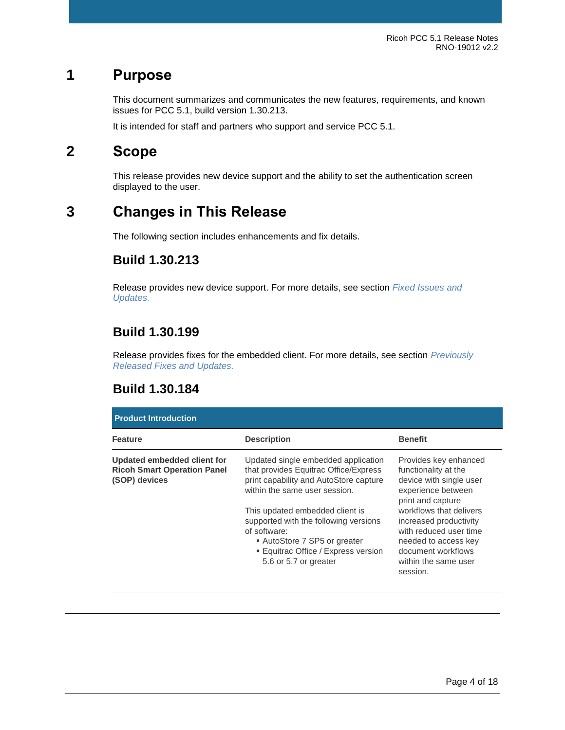# 1 Purpose

This document summarizes and communicates the new features, requirements, and known issues for PCC 5.1, build version 1.30.213.

It is intended for staff and partners who support and service PCC 5.1.

# 2 Scope

This release provides new device support and the ability to set the authentication screen displayed to the user.

# 3 Changes in This Release

The following section includes enhancements and fix details.

## Build 1.30.213

Release provides new device support. For more details, see section *Fixed Issues and Updates.*

## Build 1.30.199

Release provides fixes for the embedded client. For more details, see section *Previously Released Fixes and Updates.*

## Build 1.30.184

| Product Introduction | | |
|---|---|---|
| **Feature** | **Description** | **Benefit** |
| **Updated embedded client for Ricoh Smart Operation Panel (SOP) devices** | Updated single embedded application that provides Equitrac Office/Express print capability and AutoStore capture within the same user session.<br><br>This updated embedded client is supported with the following versions of software:<br>▪ AutoStore 7 SP5 or greater<br>▪ Equitrac Office / Express version 5.6 or 5.7 or greater | Provides key enhanced functionality at the device with single user experience between print and capture workflows that delivers increased productivity with reduced user time needed to access key document workflows within the same user session. |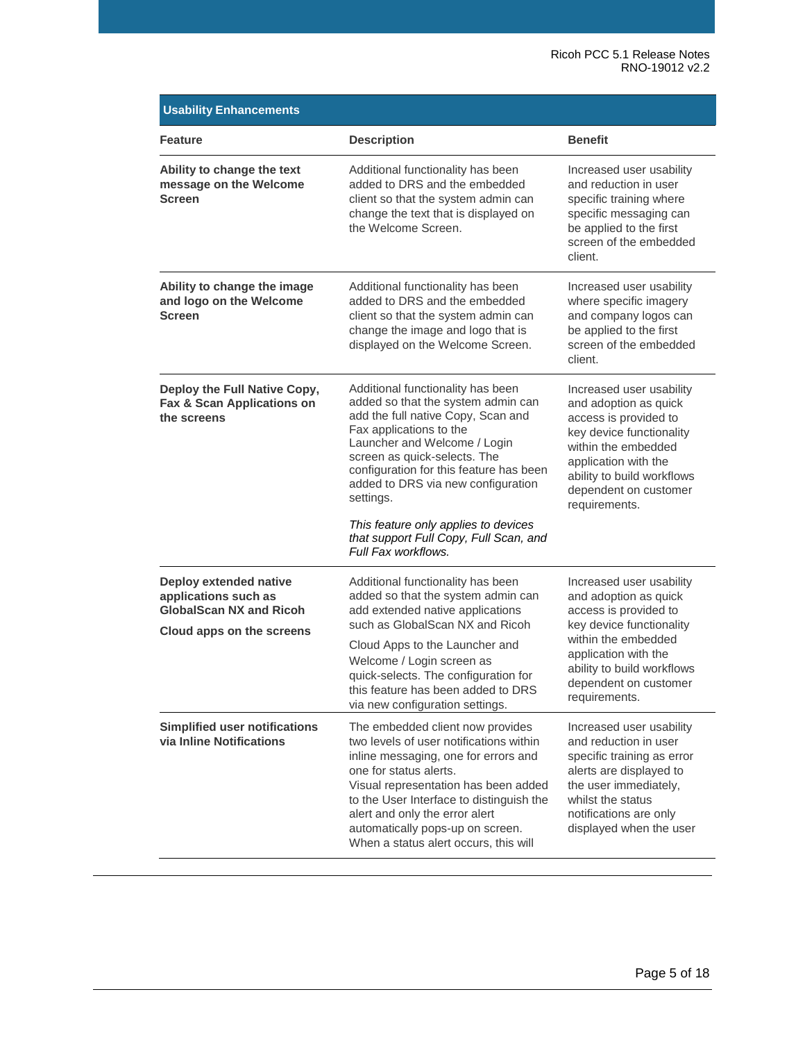| Usability Enhancements | | |
|---|---|---|
| **Feature** | **Description** | **Benefit** |
| **Ability to change the text message on the Welcome Screen** | Additional functionality has been added to DRS and the embedded client so that the system admin can change the text that is displayed on the Welcome Screen. | Increased user usability and reduction in user specific training where specific messaging can be applied to the first screen of the embedded client. |
| **Ability to change the image and logo on the Welcome Screen** | Additional functionality has been added to DRS and the embedded client so that the system admin can change the image and logo that is displayed on the Welcome Screen. | Increased user usability where specific imagery and company logos can be applied to the first screen of the embedded client. |
| **Deploy the Full Native Copy, Fax & Scan Applications on the screens** | Additional functionality has been added so that the system admin can add the full native Copy, Scan and Fax applications to the Launcher and Welcome / Login screen as quick-selects. The configuration for this feature has been added to DRS via new configuration settings. *This feature only applies to devices that support Full Copy, Full Scan, and Full Fax workflows.* | Increased user usability and adoption as quick access is provided to key device functionality within the embedded application with the ability to build workflows dependent on customer requirements. |
| **Deploy extended native applications such as GlobalScan NX and Ricoh Cloud apps on the screens** | Additional functionality has been added so that the system admin can add extended native applications such as GlobalScan NX and Ricoh Cloud Apps to the Launcher and Welcome / Login screen as quick-selects. The configuration for this feature has been added to DRS via new configuration settings. | Increased user usability and adoption as quick access is provided to key device functionality within the embedded application with the ability to build workflows dependent on customer requirements. |
| **Simplified user notifications via Inline Notifications** | The embedded client now provides two levels of user notifications within inline messaging, one for errors and one for status alerts. Visual representation has been added to the User Interface to distinguish the alert and only the error alert automatically pops-up on screen. When a status alert occurs, this will | Increased user usability and reduction in user specific training as error alerts are displayed to the user immediately, whilst the status notifications are only displayed when the user |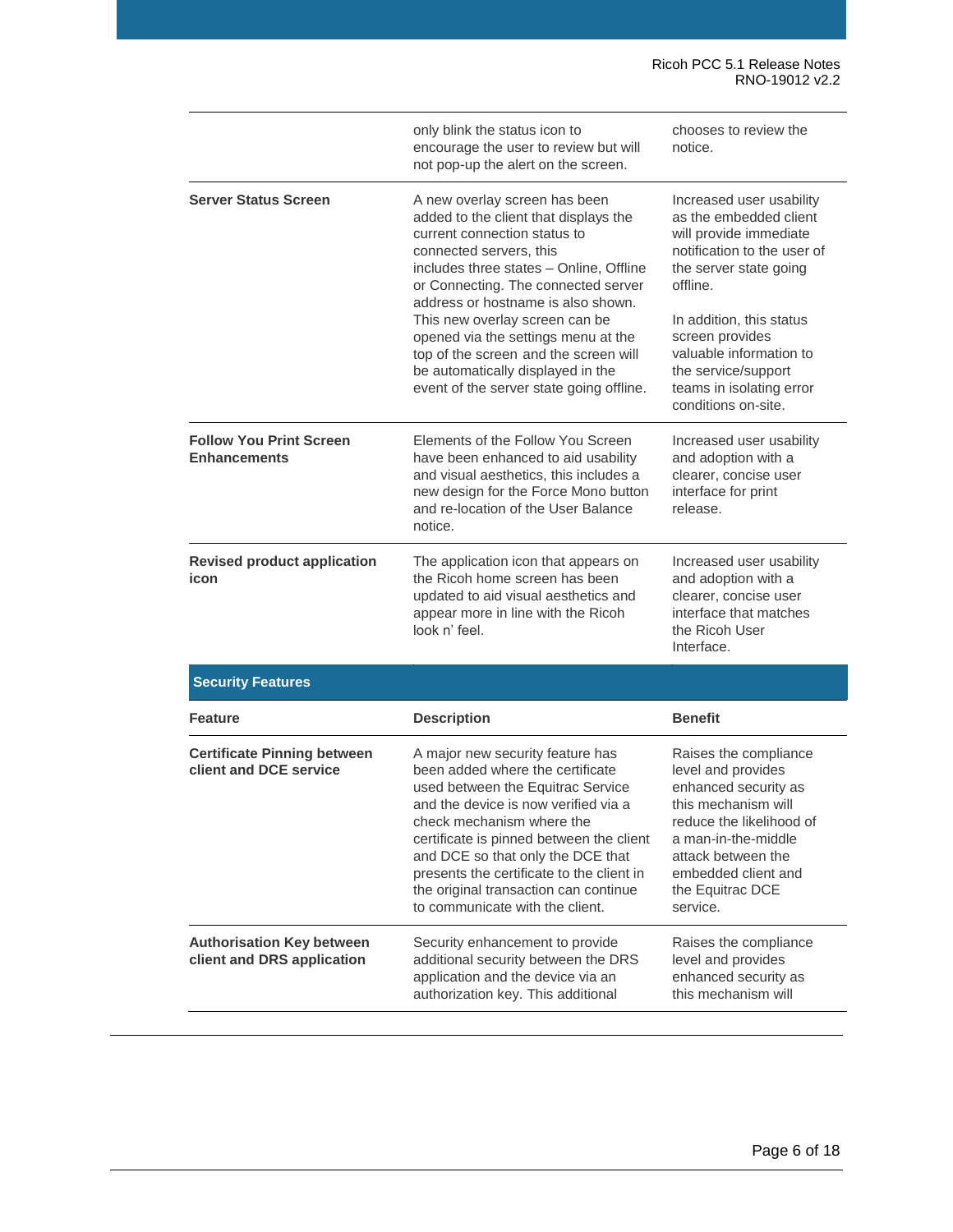| | | |
|---|---|---|
| | only blink the status icon to encourage the user to review but will not pop-up the alert on the screen. | chooses to review the notice. |
| **Server Status Screen** | A new overlay screen has been added to the client that displays the current connection status to connected servers, this includes three states – Online, Offline or Connecting. The connected server address or hostname is also shown. This new overlay screen can be opened via the settings menu at the top of the screen and the screen will be automatically displayed in the event of the server state going offline. | Increased user usability as the embedded client will provide immediate notification to the user of the server state going offline.<br><br>In addition, this status screen provides valuable information to the service/support teams in isolating error conditions on-site. |
| **Follow You Print Screen Enhancements** | Elements of the Follow You Screen have been enhanced to aid usability and visual aesthetics, this includes a new design for the Force Mono button and re-location of the User Balance notice. | Increased user usability and adoption with a clearer, concise user interface for print release. |
| **Revised product application icon** | The application icon that appears on the Ricoh home screen has been updated to aid visual aesthetics and appear more in line with the Ricoh look n' feel. | Increased user usability and adoption with a clearer, concise user interface that matches the Ricoh User Interface. |

**Security Features**

| Feature | Description | Benefit |
|---|---|---|
| **Certificate Pinning between client and DCE service** | A major new security feature has been added where the certificate used between the Equitrac Service and the device is now verified via a check mechanism where the certificate is pinned between the client and DCE so that only the DCE that presents the certificate to the client in the original transaction can continue to communicate with the client. | Raises the compliance level and provides enhanced security as this mechanism will reduce the likelihood of a man-in-the-middle attack between the embedded client and the Equitrac DCE service. |
| **Authorisation Key between client and DRS application** | Security enhancement to provide additional security between the DRS application and the device via an authorization key. This additional | Raises the compliance level and provides enhanced security as this mechanism will |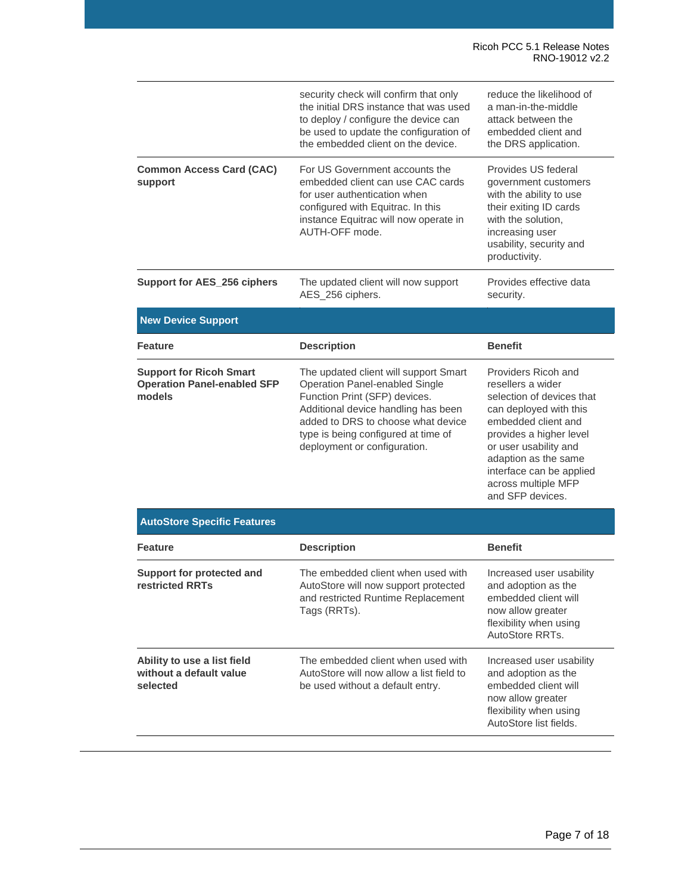| | | |
|---|---|---|
| | security check will confirm that only the initial DRS instance that was used to deploy / configure the device can be used to update the configuration of the embedded client on the device. | reduce the likelihood of a man-in-the-middle attack between the embedded client and the DRS application. |
| **Common Access Card (CAC) support** | For US Government accounts the embedded client can use CAC cards for user authentication when configured with Equitrac. In this instance Equitrac will now operate in AUTH-OFF mode. | Provides US federal government customers with the ability to use their exiting ID cards with the solution, increasing user usability, security and productivity. |
| **Support for AES_256 ciphers** | The updated client will now support AES_256 ciphers. | Provides effective data security. |

**New Device Support**

| Feature | Description | Benefit |
|---|---|---|
| **Support for Ricoh Smart Operation Panel-enabled SFP models** | The updated client will support Smart Operation Panel-enabled Single Function Print (SFP) devices. Additional device handling has been added to DRS to choose what device type is being configured at time of deployment or configuration. | Providers Ricoh and resellers a wider selection of devices that can deployed with this embedded client and provides a higher level or user usability and adaption as the same interface can be applied across multiple MFP and SFP devices. |

**AutoStore Specific Features**

| Feature | Description | Benefit |
|---|---|---|
| **Support for protected and restricted RRTs** | The embedded client when used with AutoStore will now support protected and restricted Runtime Replacement Tags (RRTs). | Increased user usability and adoption as the embedded client will now allow greater flexibility when using AutoStore RRTs. |
| **Ability to use a list field without a default value selected** | The embedded client when used with AutoStore will now allow a list field to be used without a default entry. | Increased user usability and adoption as the embedded client will now allow greater flexibility when using AutoStore list fields. |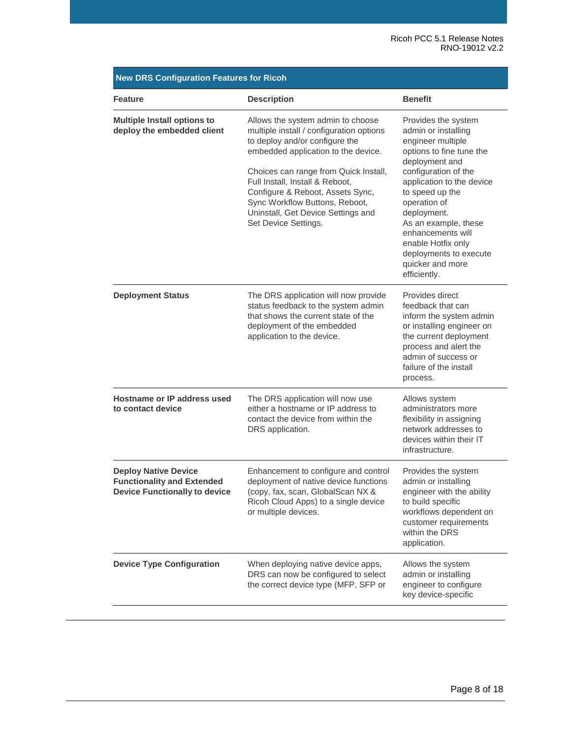| New DRS Configuration Features for Ricoh | | |
|---|---|---|
| **Feature** | **Description** | **Benefit** |
| **Multiple Install options to deploy the embedded client** | Allows the system admin to choose multiple install / configuration options to deploy and/or configure the embedded application to the device.<br><br>Choices can range from Quick Install, Full Install, Install & Reboot, Configure & Reboot, Assets Sync, Sync Workflow Buttons, Reboot, Uninstall, Get Device Settings and Set Device Settings. | Provides the system admin or installing engineer multiple options to fine tune the deployment and configuration of the application to the device to speed up the operation of deployment.<br>As an example, these enhancements will enable Hotfix only deployments to execute quicker and more efficiently. |
| **Deployment Status** | The DRS application will now provide status feedback to the system admin that shows the current state of the deployment of the embedded application to the device. | Provides direct feedback that can inform the system admin or installing engineer on the current deployment process and alert the admin of success or failure of the install process. |
| **Hostname or IP address used to contact device** | The DRS application will now use either a hostname or IP address to contact the device from within the DRS application. | Allows system administrators more flexibility in assigning network addresses to devices within their IT infrastructure. |
| **Deploy Native Device Functionality and Extended Device Functionally to device** | Enhancement to configure and control deployment of native device functions (copy, fax, scan, GlobalScan NX & Ricoh Cloud Apps) to a single device or multiple devices. | Provides the system admin or installing engineer with the ability to build specific workflows dependent on customer requirements within the DRS application. |
| **Device Type Configuration** | When deploying native device apps, DRS can now be configured to select the correct device type (MFP, SFP or | Allows the system admin or installing engineer to configure key device-specific |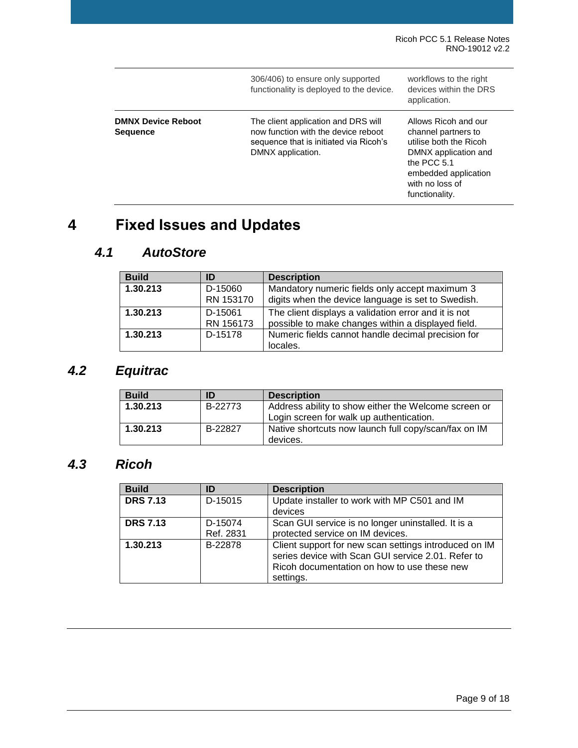| | | |
|---|---|---|
| | 306/406) to ensure only supported functionality is deployed to the device. | workflows to the right devices within the DRS application. |
| **DMNX Device Reboot Sequence** | The client application and DRS will now function with the device reboot sequence that is initiated via Ricoh's DMNX application. | Allows Ricoh and our channel partners to utilise both the Ricoh DMNX application and the PCC 5.1 embedded application with no loss of functionality. |

# 4 Fixed Issues and Updates

## 4.1 AutoStore

| Build | ID | Description |
|---|---|---|
| **1.30.213** | D-15060<br>RN 153170 | Mandatory numeric fields only accept maximum 3 digits when the device language is set to Swedish. |
| **1.30.213** | D-15061<br>RN 156173 | The client displays a validation error and it is not possible to make changes within a displayed field. |
| **1.30.213** | D-15178 | Numeric fields cannot handle decimal precision for locales. |

## 4.2 Equitrac

| Build | ID | Description |
|---|---|---|
| **1.30.213** | B-22773 | Address ability to show either the Welcome screen or Login screen for walk up authentication. |
| **1.30.213** | B-22827 | Native shortcuts now launch full copy/scan/fax on IM devices. |

## 4.3 Ricoh

| Build | ID | Description |
|---|---|---|
| **DRS 7.13** | D-15015 | Update installer to work with MP C501 and IM devices |
| **DRS 7.13** | D-15074<br>Ref. 2831 | Scan GUI service is no longer uninstalled. It is a protected service on IM devices. |
| **1.30.213** | B-22878 | Client support for new scan settings introduced on IM series device with Scan GUI service 2.01. Refer to Ricoh documentation on how to use these new settings. |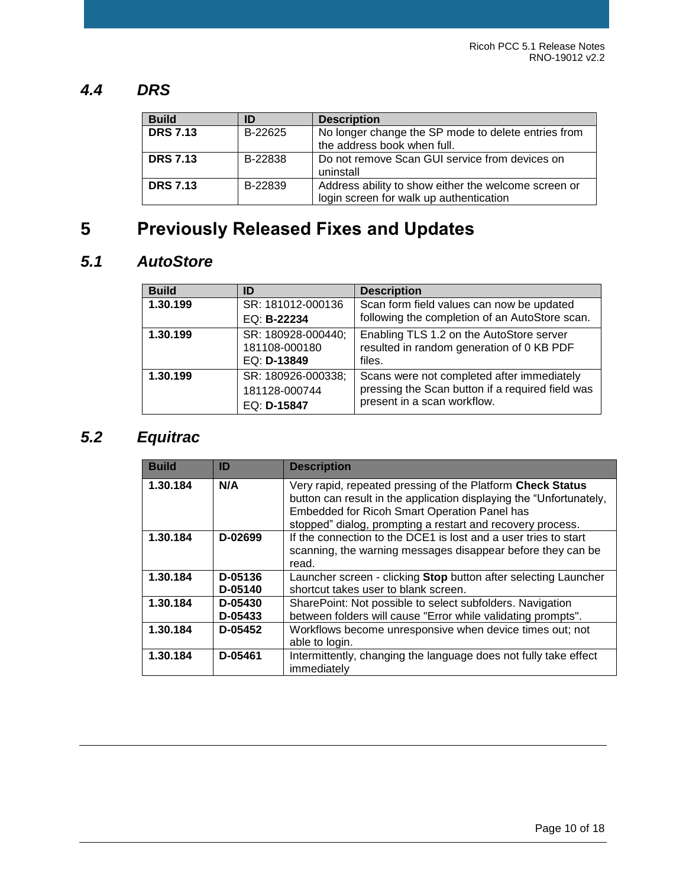### 4.4 DRS

| Build | ID | Description |
|---|---|---|
| **DRS 7.13** | B-22625 | No longer change the SP mode to delete entries from the address book when full. |
| **DRS 7.13** | B-22838 | Do not remove Scan GUI service from devices on uninstall |
| **DRS 7.13** | B-22839 | Address ability to show either the welcome screen or login screen for walk up authentication |

# 5 Previously Released Fixes and Updates

## 5.1 AutoStore

| Build | ID | Description |
|---|---|---|
| **1.30.199** | SR: 181012-000136<br>EQ: **B-22234** | Scan form field values can now be updated following the completion of an AutoStore scan. |
| **1.30.199** | SR: 180928-000440; 181108-000180<br>EQ: **D-13849** | Enabling TLS 1.2 on the AutoStore server resulted in random generation of 0 KB PDF files. |
| **1.30.199** | SR: 180926-000338; 181128-000744<br>EQ: **D-15847** | Scans were not completed after immediately pressing the Scan button if a required field was present in a scan workflow. |

## 5.2 Equitrac

| Build | ID | Description |
|---|---|---|
| **1.30.184** | **N/A** | Very rapid, repeated pressing of the Platform **Check Status** button can result in the application displaying the “Unfortunately, Embedded for Ricoh Smart Operation Panel has stopped” dialog, prompting a restart and recovery process. |
| **1.30.184** | **D-02699** | If the connection to the DCE1 is lost and a user tries to start scanning, the warning messages disappear before they can be read. |
| **1.30.184** | **D-05136**<br>**D-05140** | Launcher screen - clicking **Stop** button after selecting Launcher shortcut takes user to blank screen. |
| **1.30.184** | **D-05430**<br>**D-05433** | SharePoint: Not possible to select subfolders. Navigation between folders will cause "Error while validating prompts". |
| **1.30.184** | **D-05452** | Workflows become unresponsive when device times out; not able to login. |
| **1.30.184** | **D-05461** | Intermittently, changing the language does not fully take effect immediately |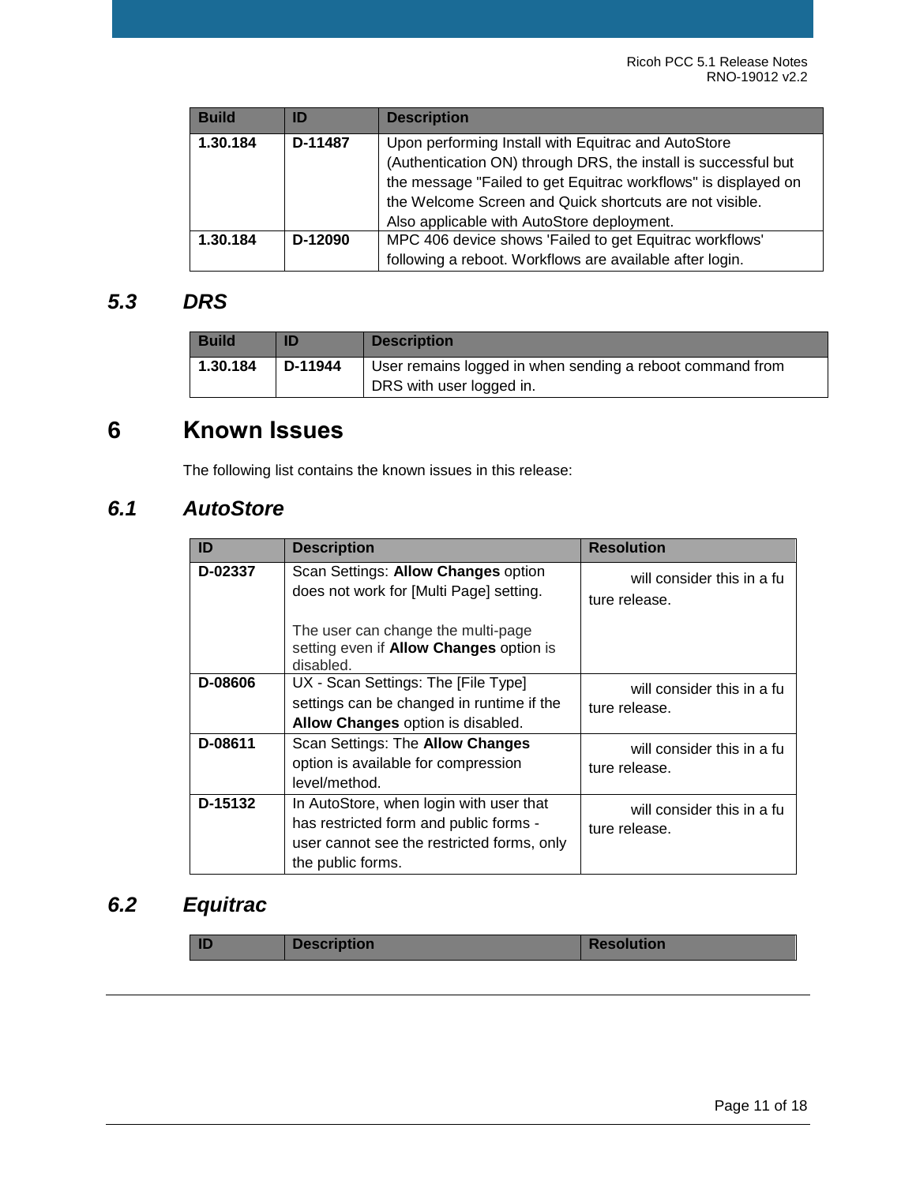| Build | ID | Description |
| --- | --- | --- |
| 1.30.184 | D-11487 | Upon performing Install with Equitrac and AutoStore (Authentication ON) through DRS, the install is successful but the message "Failed to get Equitrac workflows" is displayed on the Welcome Screen and Quick shortcuts are not visible. Also applicable with AutoStore deployment. |
| 1.30.184 | D-12090 | MPC 406 device shows 'Failed to get Equitrac workflows' following a reboot. Workflows are available after login. |

### *5.3 DRS*

| Build | ID | Description |
| --- | --- | --- |
| 1.30.184 | D-11944 | User remains logged in when sending a reboot command from DRS with user logged in. |

## 6 Known Issues

The following list contains the known issues in this release:

### *6.1 AutoStore*

| ID | Description | Resolution |
| --- | --- | --- |
| D-02337 | Scan Settings: **Allow Changes** option does not work for [Multi Page] setting.<br><br>The user can change the multi-page setting even if **Allow Changes** option is disabled. | will consider this in a future release. |
| D-08606 | UX - Scan Settings: The [File Type] settings can be changed in runtime if the **Allow Changes** option is disabled. | will consider this in a future release. |
| D-08611 | Scan Settings: The **Allow Changes** option is available for compression level/method. | will consider this in a future release. |
| D-15132 | In AutoStore, when login with user that has restricted form and public forms - user cannot see the restricted forms, only the public forms. | will consider this in a future release. |

### *6.2 Equitrac*

| ID | Description | Resolution |
| --- | --- | --- |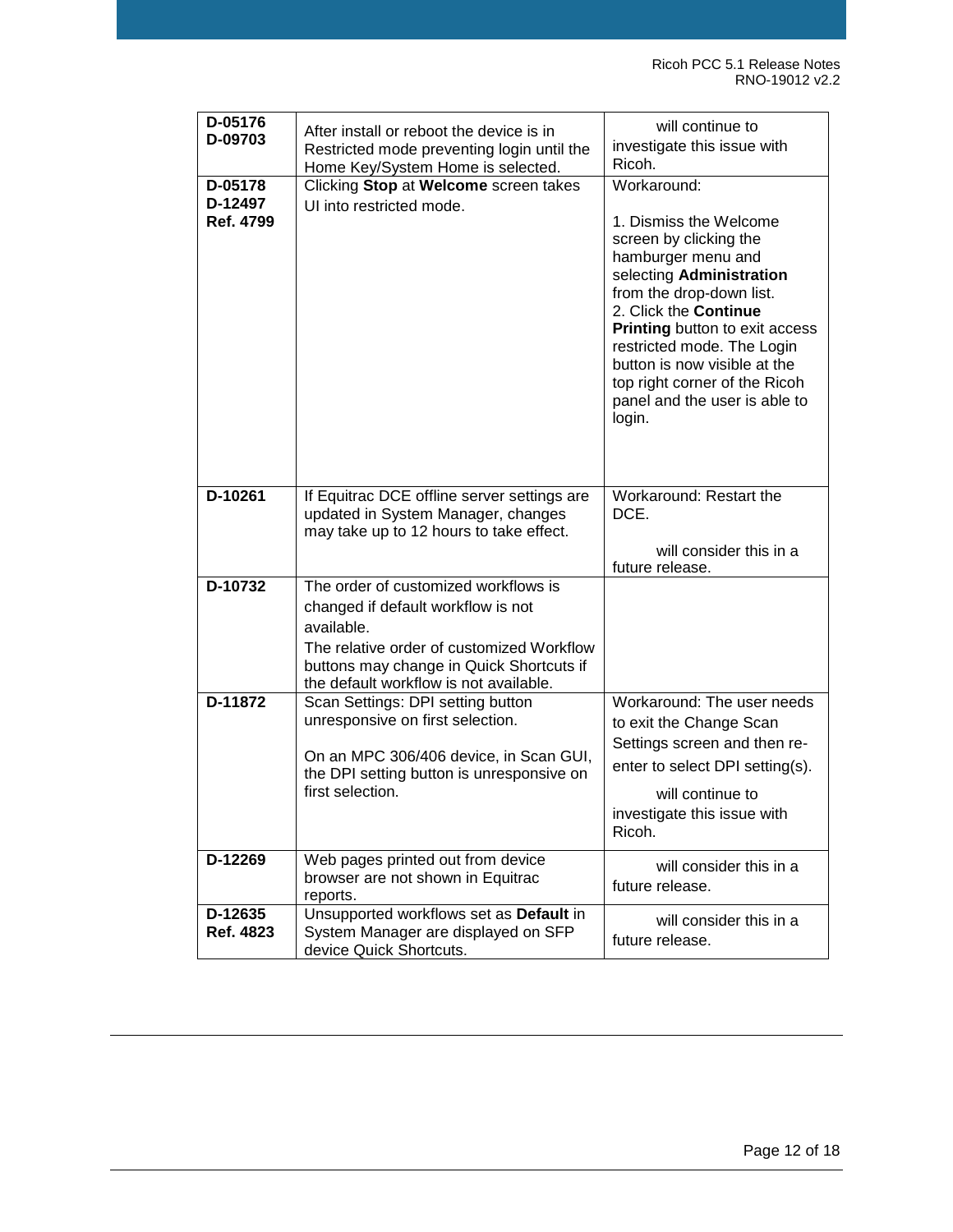| | | |
|---|---|---|
| **D-05176**<br>**D-09703** | After install or reboot the device is in Restricted mode preventing login until the Home Key/System Home is selected. | will continue to investigate this issue with Ricoh. |
| **D-05178**<br>**D-12497**<br>**Ref. 4799** | Clicking **Stop** at **Welcome** screen takes UI into restricted mode. | Workaround:<br><br>1. Dismiss the Welcome screen by clicking the hamburger menu and selecting **Administration** from the drop-down list.<br>2. Click the **Continue Printing** button to exit access restricted mode. The Login button is now visible at the top right corner of the Ricoh panel and the user is able to login. |
| **D-10261** | If Equitrac DCE offline server settings are updated in System Manager, changes may take up to 12 hours to take effect. | Workaround: Restart the DCE.<br><br>will consider this in a future release. |
| **D-10732** | The order of customized workflows is changed if default workflow is not available.<br>The relative order of customized Workflow buttons may change in Quick Shortcuts if the default workflow is not available. | |
| **D-11872** | Scan Settings: DPI setting button unresponsive on first selection.<br><br>On an MPC 306/406 device, in Scan GUI, the DPI setting button is unresponsive on first selection. | Workaround: The user needs to exit the Change Scan Settings screen and then re-enter to select DPI setting(s).<br>will continue to investigate this issue with Ricoh. |
| **D-12269** | Web pages printed out from device browser are not shown in Equitrac reports. | will consider this in a future release. |
| **D-12635**<br>**Ref. 4823** | Unsupported workflows set as **Default** in System Manager are displayed on SFP device Quick Shortcuts. | will consider this in a future release. |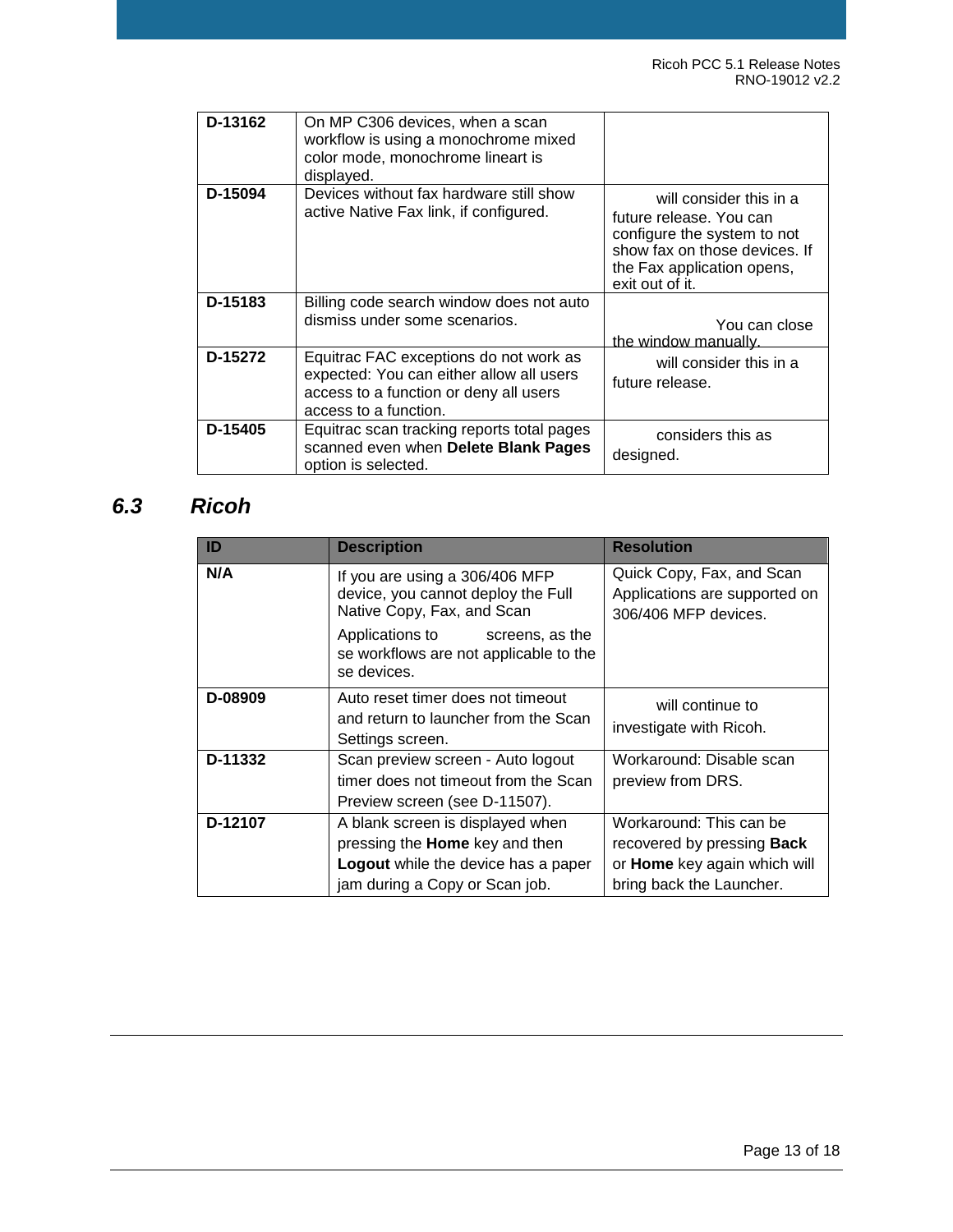| | | |
|---|---|---|
| **D-13162** | On MP C306 devices, when a scan workflow is using a monochrome mixed color mode, monochrome lineart is displayed. | |
| **D-15094** | Devices without fax hardware still show active Native Fax link, if configured. | will consider this in a future release. You can configure the system to not show fax on those devices. If the Fax application opens, exit out of it. |
| **D-15183** | Billing code search window does not auto dismiss under some scenarios. | You can close the window manually. |
| **D-15272** | Equitrac FAC exceptions do not work as expected: You can either allow all users access to a function or deny all users access to a function. | will consider this in a future release. |
| **D-15405** | Equitrac scan tracking reports total pages scanned even when **Delete Blank Pages** option is selected. | considers this as designed. |

## *6.3 Ricoh*

| ID | Description | Resolution |
|---|---|---|
| **N/A** | If you are using a 306/406 MFP device, you cannot deploy the Full Native Copy, Fax, and Scan Applications to screens, as these workflows are not applicable to these devices. | Quick Copy, Fax, and Scan Applications are supported on 306/406 MFP devices. |
| **D-08909** | Auto reset timer does not timeout and return to launcher from the Scan Settings screen. | will continue to investigate with Ricoh. |
| **D-11332** | Scan preview screen - Auto logout timer does not timeout from the Scan Preview screen (see D-11507). | Workaround: Disable scan preview from DRS. |
| **D-12107** | A blank screen is displayed when pressing the **Home** key and then **Logout** while the device has a paper jam during a Copy or Scan job. | Workaround: This can be recovered by pressing **Back** or **Home** key again which will bring back the Launcher. |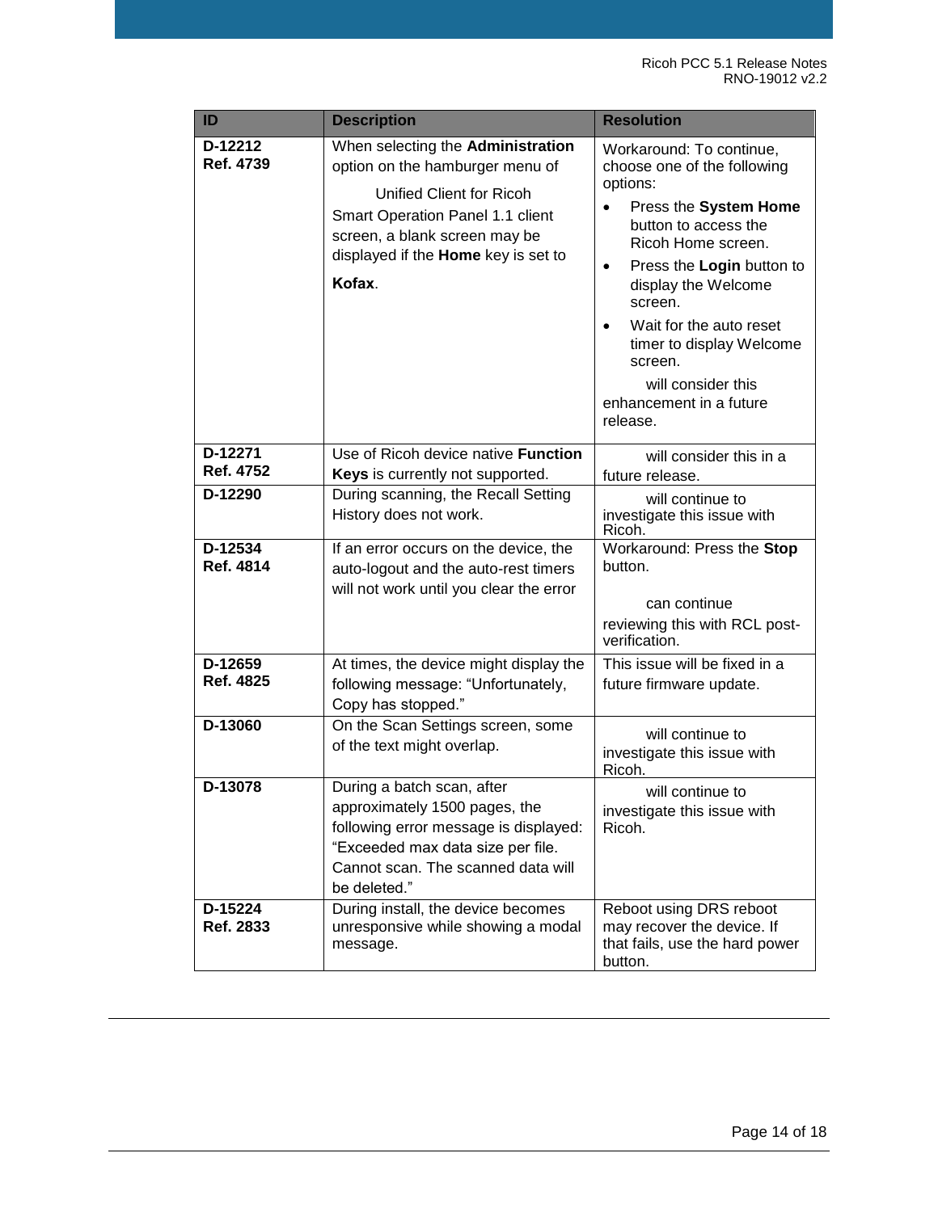| ID | Description | Resolution |
|---|---|---|
| **D-12212**<br>**Ref. 4739** | When selecting the **Administration** option on the hamburger menu of Unified Client for Ricoh Smart Operation Panel 1.1 client screen, a blank screen may be displayed if the **Home** key is set to **Kofax**. | Workaround: To continue, choose one of the following options:<br>• Press the **System Home** button to access the Ricoh Home screen.<br>• Press the **Login** button to display the Welcome screen.<br>• Wait for the auto reset timer to display Welcome screen.<br>will consider this enhancement in a future release. |
| **D-12271**<br>**Ref. 4752** | Use of Ricoh device native **Function Keys** is currently not supported. | will consider this in a future release. |
| **D-12290** | During scanning, the Recall Setting History does not work. | will continue to investigate this issue with Ricoh. |
| **D-12534**<br>**Ref. 4814** | If an error occurs on the device, the auto-logout and the auto-rest timers will not work until you clear the error | Workaround: Press the **Stop** button.<br>can continue reviewing this with RCL post-verification. |
| **D-12659**<br>**Ref. 4825** | At times, the device might display the following message: “Unfortunately, Copy has stopped.” | This issue will be fixed in a future firmware update. |
| **D-13060** | On the Scan Settings screen, some of the text might overlap. | will continue to investigate this issue with Ricoh. |
| **D-13078** | During a batch scan, after approximately 1500 pages, the following error message is displayed: “Exceeded max data size per file. Cannot scan. The scanned data will be deleted.” | will continue to investigate this issue with Ricoh. |
| **D-15224**<br>**Ref. 2833** | During install, the device becomes unresponsive while showing a modal message. | Reboot using DRS reboot may recover the device. If that fails, use the hard power button. |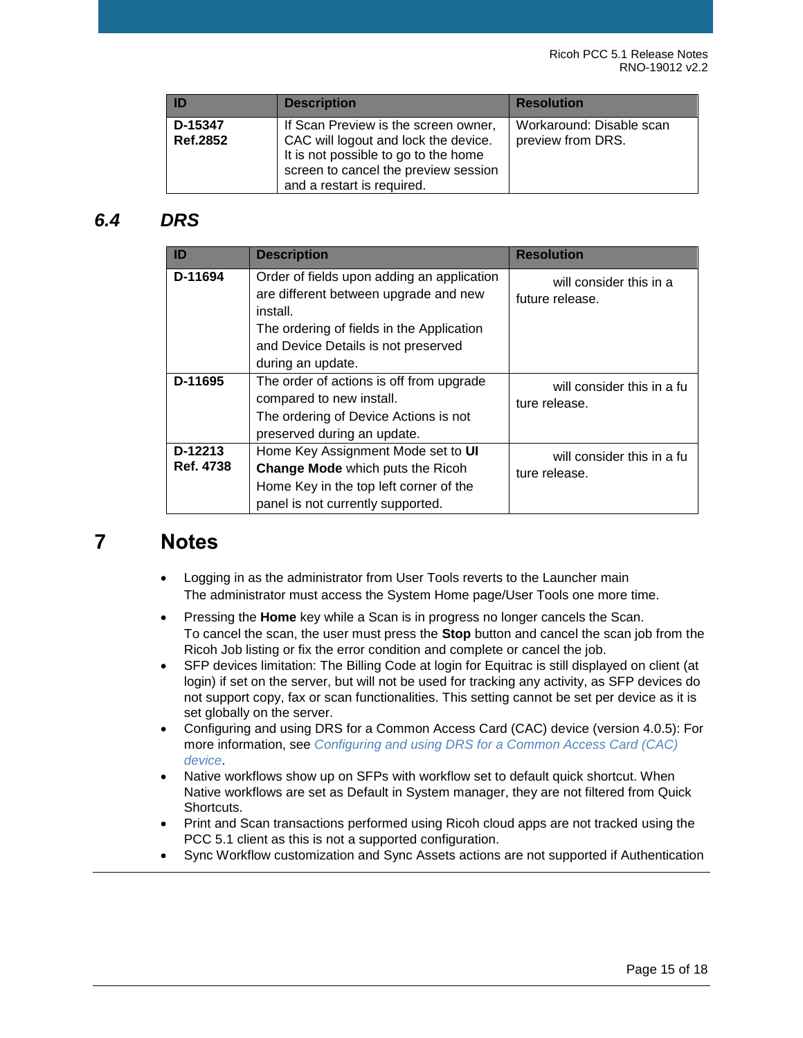| ID | Description | Resolution |
| --- | --- | --- |
| **D-15347 Ref.2852** | If Scan Preview is the screen owner, CAC will logout and lock the device. It is not possible to go to the home screen to cancel the preview session and a restart is required. | Workaround: Disable scan preview from DRS. |

## 6.4 DRS

| ID | Description | Resolution |
| --- | --- | --- |
| **D-11694** | Order of fields upon adding an application are different between upgrade and new install.<br>The ordering of fields in the Application and Device Details is not preserved during an update. | will consider this in a future release. |
| **D-11695** | The order of actions is off from upgrade compared to new install.<br>The ordering of Device Actions is not preserved during an update. | will consider this in a fu ture release. |
| **D-12213 Ref. 4738** | Home Key Assignment Mode set to **UI Change Mode** which puts the Ricoh Home Key in the top left corner of the panel is not currently supported. | will consider this in a fu ture release. |

# 7 Notes

- Logging in as the administrator from User Tools reverts to the Launcher main
  The administrator must access the System Home page/User Tools one more time.
- Pressing the **Home** key while a Scan is in progress no longer cancels the Scan.
  To cancel the scan, the user must press the **Stop** button and cancel the scan job from the Ricoh Job listing or fix the error condition and complete or cancel the job.
- SFP devices limitation: The Billing Code at login for Equitrac is still displayed on client (at login) if set on the server, but will not be used for tracking any activity, as SFP devices do not support copy, fax or scan functionalities. This setting cannot be set per device as it is set globally on the server.
- Configuring and using DRS for a Common Access Card (CAC) device (version 4.0.5): For more information, see *Configuring and using DRS for a Common Access Card (CAC) device*.
- Native workflows show up on SFPs with workflow set to default quick shortcut. When Native workflows are set as Default in System manager, they are not filtered from Quick Shortcuts.
- Print and Scan transactions performed using Ricoh cloud apps are not tracked using the PCC 5.1 client as this is not a supported configuration.
- Sync Workflow customization and Sync Assets actions are not supported if Authentication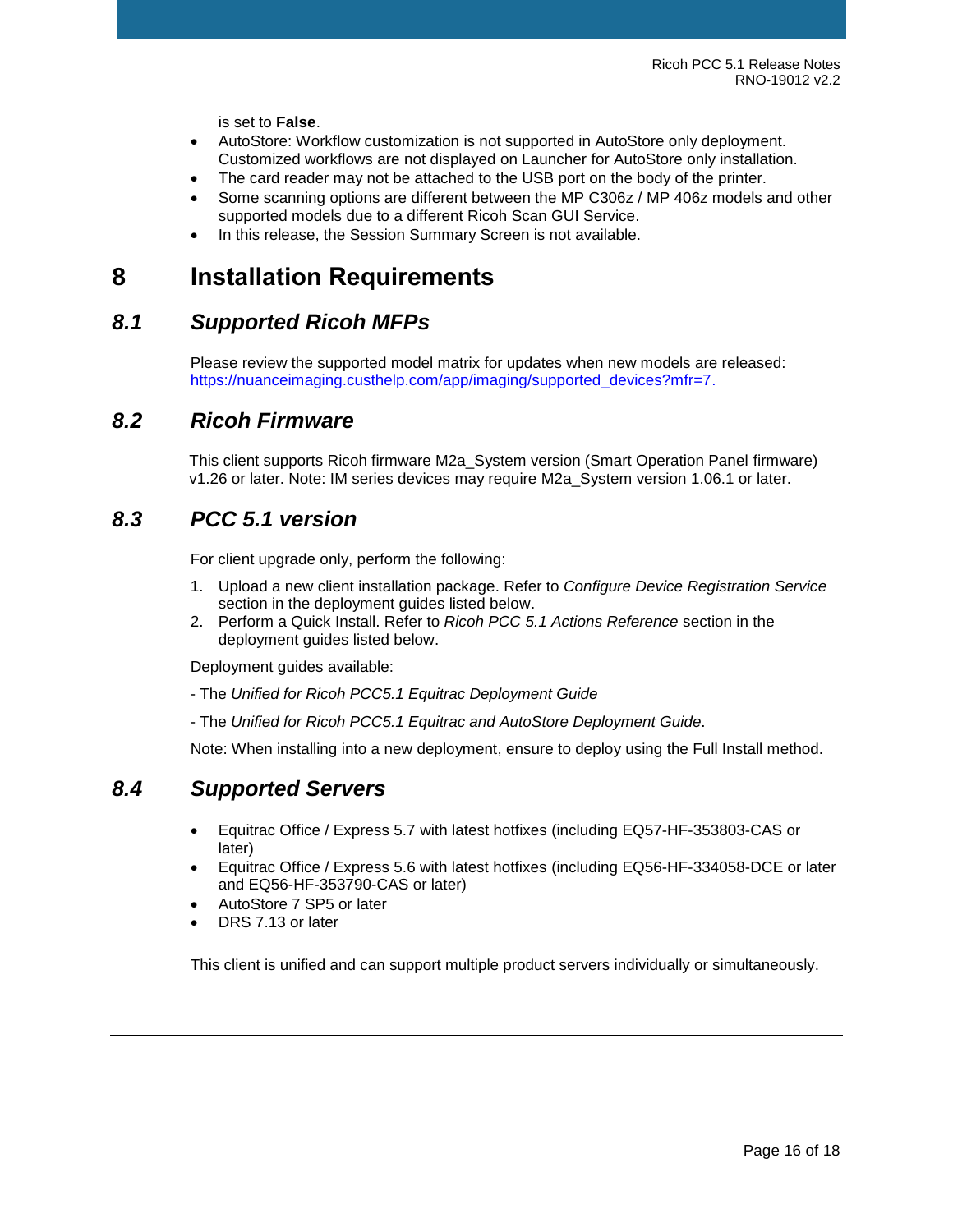is set to **False**.

- AutoStore: Workflow customization is not supported in AutoStore only deployment. Customized workflows are not displayed on Launcher for AutoStore only installation.
- The card reader may not be attached to the USB port on the body of the printer.
- Some scanning options are different between the MP C306z / MP 406z models and other supported models due to a different Ricoh Scan GUI Service.
- In this release, the Session Summary Screen is not available.

# 8 Installation Requirements

## 8.1 *Supported Ricoh MFPs*

Please review the supported model matrix for updates when new models are released: [https://nuanceimaging.custhelp.com/app/imaging/supported_devices?mfr=7.](https://nuanceimaging.custhelp.com/app/imaging/supported_devices?mfr=7)

## 8.2 *Ricoh Firmware*

This client supports Ricoh firmware M2a_System version (Smart Operation Panel firmware) v1.26 or later. Note: IM series devices may require M2a_System version 1.06.1 or later.

## 8.3 *PCC 5.1 version*

For client upgrade only, perform the following:

1. Upload a new client installation package. Refer to *Configure Device Registration Service* section in the deployment guides listed below.
2. Perform a Quick Install. Refer to *Ricoh PCC 5.1 Actions Reference* section in the deployment guides listed below.

Deployment guides available:

- The *Unified for Ricoh PCC5.1 Equitrac Deployment Guide*

- The *Unified for Ricoh PCC5.1 Equitrac and AutoStore Deployment Guide*.

Note: When installing into a new deployment, ensure to deploy using the Full Install method.

## 8.4 *Supported Servers*

- Equitrac Office / Express 5.7 with latest hotfixes (including EQ57-HF-353803-CAS or later)
- Equitrac Office / Express 5.6 with latest hotfixes (including EQ56-HF-334058-DCE or later and EQ56-HF-353790-CAS or later)
- AutoStore 7 SP5 or later
- DRS 7.13 or later

This client is unified and can support multiple product servers individually or simultaneously.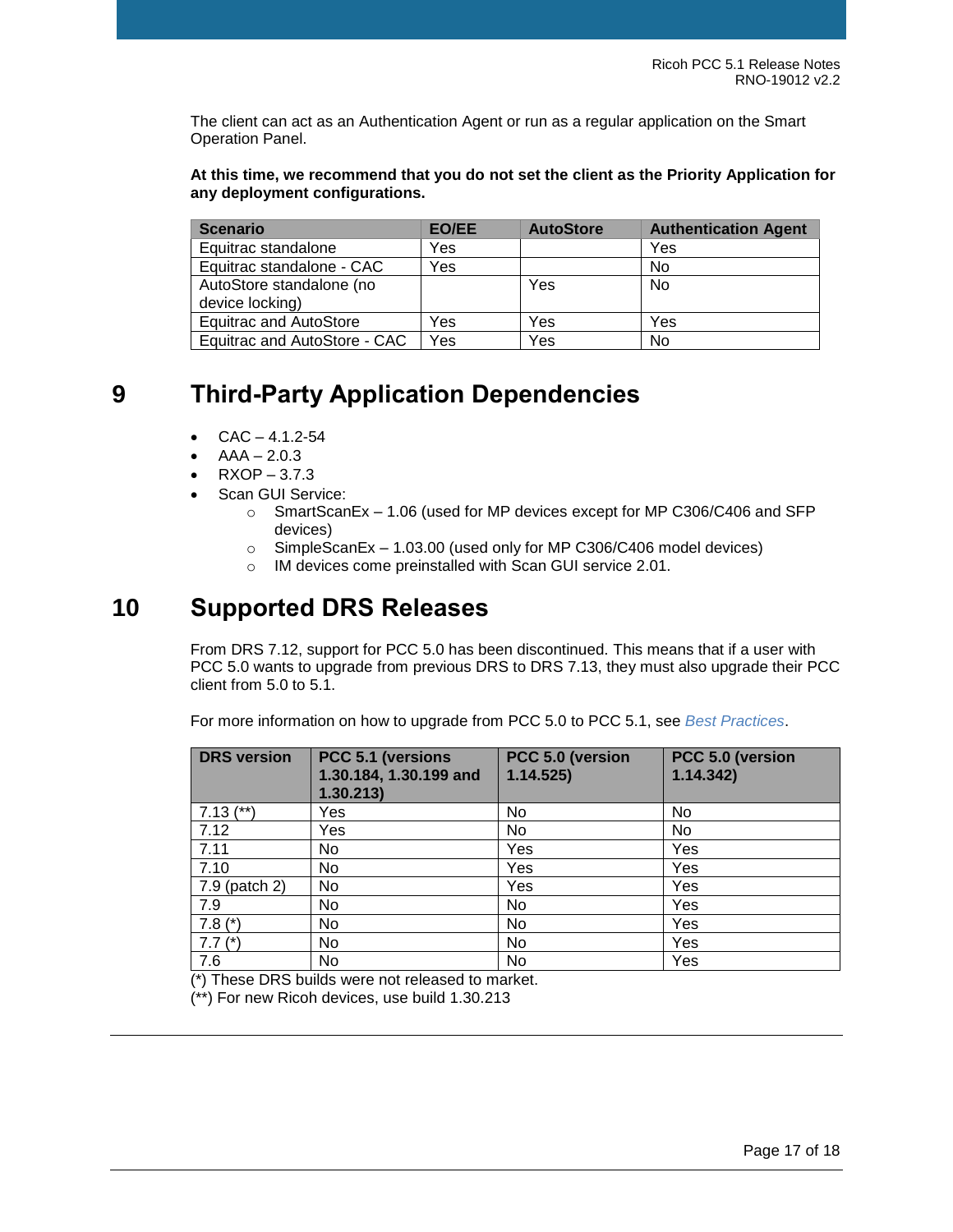The client can act as an Authentication Agent or run as a regular application on the Smart Operation Panel.

**At this time, we recommend that you do not set the client as the Priority Application for any deployment configurations.**

| Scenario | EO/EE | AutoStore | Authentication Agent |
| --- | --- | --- | --- |
| Equitrac standalone | Yes | | Yes |
| Equitrac standalone - CAC | Yes | | No |
| AutoStore standalone (no device locking) | | Yes | No |
| Equitrac and AutoStore | Yes | Yes | Yes |
| Equitrac and AutoStore - CAC | Yes | Yes | No |

# 9 Third-Party Application Dependencies

- CAC – 4.1.2-54
- AAA – 2.0.3
- RXOP – 3.7.3
- Scan GUI Service:
  - SmartScanEx – 1.06 (used for MP devices except for MP C306/C406 and SFP devices)
  - SimpleScanEx – 1.03.00 (used only for MP C306/C406 model devices)
  - IM devices come preinstalled with Scan GUI service 2.01.

# 10 Supported DRS Releases

From DRS 7.12, support for PCC 5.0 has been discontinued. This means that if a user with PCC 5.0 wants to upgrade from previous DRS to DRS 7.13, they must also upgrade their PCC client from 5.0 to 5.1.

For more information on how to upgrade from PCC 5.0 to PCC 5.1, see *Best Practices*.

| DRS version | PCC 5.1 (versions 1.30.184, 1.30.199 and 1.30.213) | PCC 5.0 (version 1.14.525) | PCC 5.0 (version 1.14.342) |
| --- | --- | --- | --- |
| 7.13 (**) | Yes | No | No |
| 7.12 | Yes | No | No |
| 7.11 | No | Yes | Yes |
| 7.10 | No | Yes | Yes |
| 7.9 (patch 2) | No | Yes | Yes |
| 7.9 | No | No | Yes |
| 7.8 (*) | No | No | Yes |
| 7.7 (*) | No | No | Yes |
| 7.6 | No | No | Yes |

(*) These DRS builds were not released to market.

(**) For new Ricoh devices, use build 1.30.213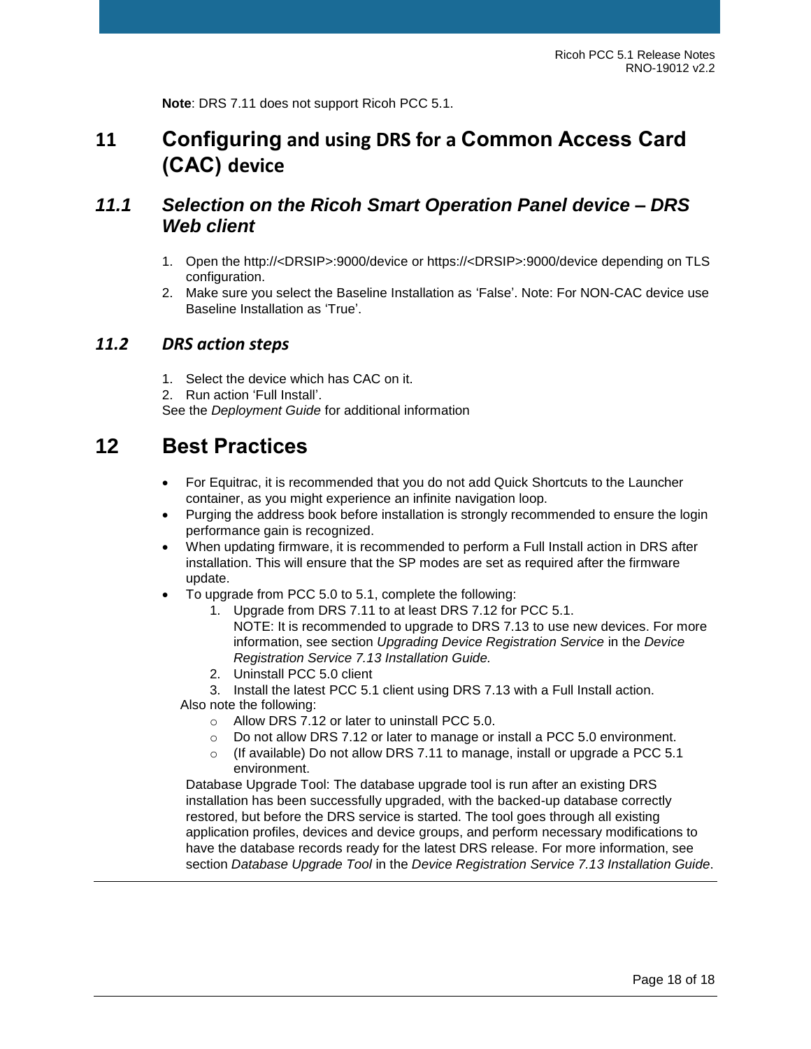**Note**: DRS 7.11 does not support Ricoh PCC 5.1.

# 11 Configuring and using DRS for a Common Access Card (CAC) device

## *11.1 Selection on the Ricoh Smart Operation Panel device – DRS Web client*

1. Open the http://<DRSIP>:9000/device or https://<DRSIP>:9000/device depending on TLS configuration.
2. Make sure you select the Baseline Installation as 'False'. Note: For NON-CAC device use Baseline Installation as 'True'.

## *11.2 DRS action steps*

1. Select the device which has CAC on it.
2. Run action 'Full Install'.

See the *Deployment Guide* for additional information

# 12 Best Practices

- For Equitrac, it is recommended that you do not add Quick Shortcuts to the Launcher container, as you might experience an infinite navigation loop.
- Purging the address book before installation is strongly recommended to ensure the login performance gain is recognized.
- When updating firmware, it is recommended to perform a Full Install action in DRS after installation. This will ensure that the SP modes are set as required after the firmware update.
- To upgrade from PCC 5.0 to 5.1, complete the following:
    1. Upgrade from DRS 7.11 to at least DRS 7.12 for PCC 5.1.
       NOTE: It is recommended to upgrade to DRS 7.13 to use new devices. For more information, see section *Upgrading Device Registration Service* in the *Device Registration Service 7.13 Installation Guide.*
    2. Uninstall PCC 5.0 client
    3. Install the latest PCC 5.1 client using DRS 7.13 with a Full Install action.

  Also note the following:
    - Allow DRS 7.12 or later to uninstall PCC 5.0.
    - Do not allow DRS 7.12 or later to manage or install a PCC 5.0 environment.
    - (If available) Do not allow DRS 7.11 to manage, install or upgrade a PCC 5.1 environment.

  Database Upgrade Tool: The database upgrade tool is run after an existing DRS installation has been successfully upgraded, with the backed-up database correctly restored, but before the DRS service is started. The tool goes through all existing application profiles, devices and device groups, and perform necessary modifications to have the database records ready for the latest DRS release. For more information, see section *Database Upgrade Tool* in the *Device Registration Service 7.13 Installation Guide*.